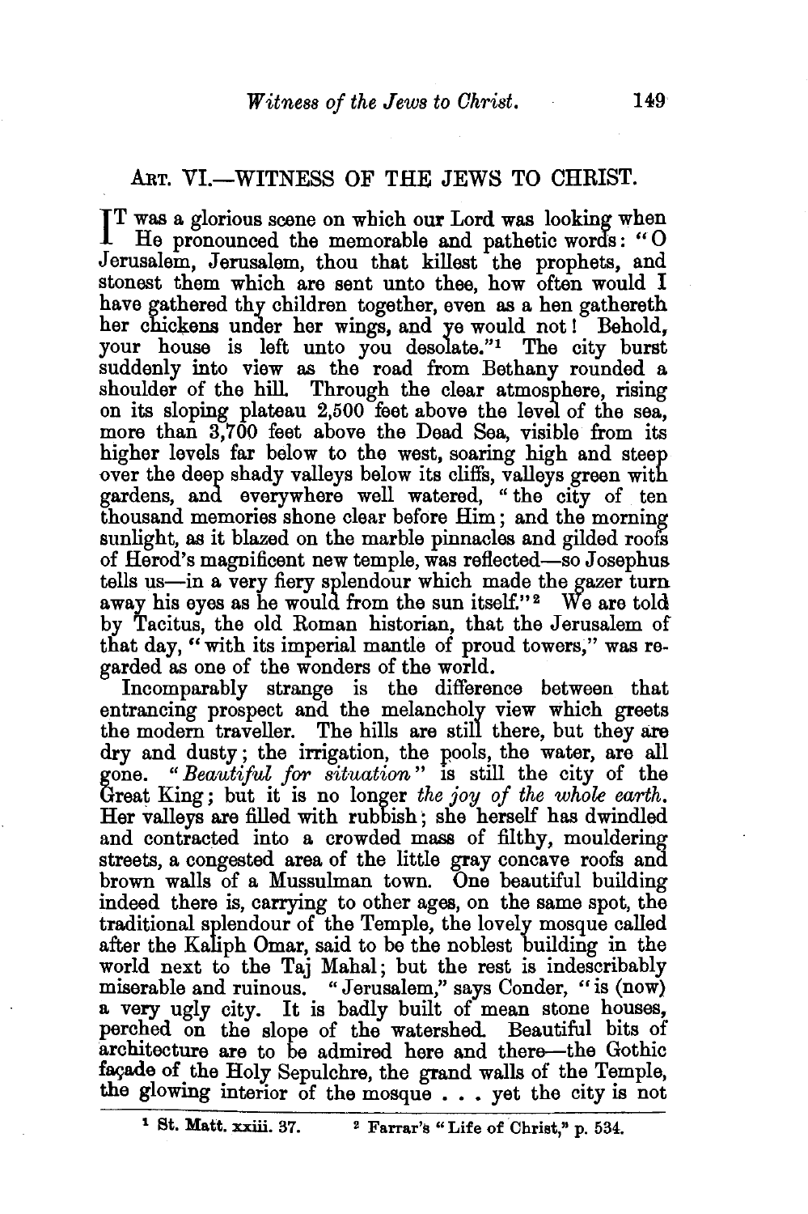## ART. VI.—WITNESS OF THE JEWS TO CHRIST.

IT was a glorious scene on which our Lord was looking when He pronounced the memorable and pathetic words: "O Jerusalem, Jerusalem, thou that killest the prophets, and stonest them which are sent unto thee, how often would I have gathered thy children together, even as a hen gathereth her chickens under her wings, and ye would not! Behold, your house is left unto you desolate."[1] The city burst suddenly into view as the road from Bethany rounded a shoulder of the hill. Through the clear atmosphere, rising on its sloping plateau 2,500 feet above the level of the sea, more than 3,700 feet above the Dead Sea, visible from its higher levels far below to the west, soaring high and steep over the deep shady valleys below its cliffs, valleys green with gardens, and everywhere well watered, "the city of ten thousand memories shone clear before Him; and the morning sunlight, as it blazed on the marble pinnacles and gilded roofs of Herod's magnificent new temple, was reflected—so Josephus tells us—in a very fiery splendour which made the gazer turn away his eyes as he would from the sun itself."[2] We are told by Tacitus, the old Roman historian, that the Jerusalem of that day, "with its imperial mantle of proud towers," was regarded as one of the wonders of the world.

Incomparably strange is the difference between that entrancing prospect and the melancholy view which greets the modern traveller. The hills are still there, but they are dry and dusty; the irrigation, the pools, the water, are all gone. "*Beautiful for situation*" is still the city of the Great King; but it is no longer *the joy of the whole earth.* Her valleys are filled with rubbish; she herself has dwindled and contracted into a crowded mass of filthy, mouldering streets, a congested area of the little gray concave roofs and brown walls of a Mussulman town. One beautiful building indeed there is, carrying to other ages, on the same spot, the traditional splendour of the Temple, the lovely mosque called after the Kaliph Omar, said to be the noblest building in the world next to the Taj Mahal; but the rest is indescribably miserable and ruinous. "Jerusalem," says Conder, "is (now) a very ugly city. It is badly built of mean stone houses, perched on the slope of the watershed. Beautiful bits of architecture are to be admired here and there—the Gothic façade of the Holy Sepulchre, the grand walls of the Temple, the glowing interior of the mosque . . . yet the city is not

[1] St. Matt. xxiii. 37. [2] Farrar's "Life of Christ," p. 534.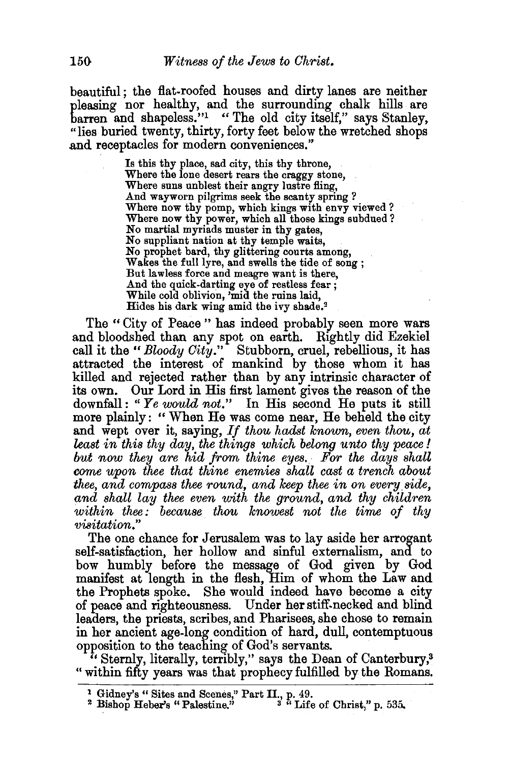beautiful; the flat-roofed houses and dirty lanes are neither pleasing nor healthy, and the surrounding chalk hills are barren and shapeless."[1] "The old city itself," says Stanley, "lies buried twenty, thirty, forty feet below the wretched shops and receptacles for modern conveniences."

> Is this thy place, sad city, this thy throne,
> Where the lone desert rears the craggy stone,
> Where suns unblest their angry lustre fling,
> And wayworn pilgrims seek the scanty spring?
> Where now thy pomp, which kings with envy viewed?
> Where now thy power, which all those kings subdued?
> No martial myriads muster in thy gates,
> No suppliant nation at thy temple waits,
> No prophet bard, thy glittering courts among,
> Wakes the full lyre, and swells the tide of song;
> But lawless force and meagre want is there,
> And the quick-darting eye of restless fear;
> While cold oblivion, 'mid the ruins laid,
> Hides his dark wing amid the ivy shade.[2]

The "City of Peace" has indeed probably seen more wars and bloodshed than any spot on earth. Rightly did Ezekiel call it the "*Bloody City*." Stubborn, cruel, rebellious, it has attracted the interest of mankind by those whom it has killed and rejected rather than by any intrinsic character of its own. Our Lord in His first lament gives the reason of the downfall: "*Ye would not.*" In His second He puts it still more plainly: "When He was come near, He beheld the city and wept over it, saying, *If thou hadst known, even thou, at least in this thy day, the things which belong unto thy peace! but now they are hid from thine eyes. For the days shall come upon thee that thine enemies shall cast a trench about thee, and compass thee round, and keep thee in on every side, and shall lay thee even with the ground, and thy children within thee: because thou knowest not the time of thy visitation.*"

The one chance for Jerusalem was to lay aside her arrogant self-satisfaction, her hollow and sinful externalism, and to bow humbly before the message of God given by God manifest at length in the flesh, Him of whom the Law and the Prophets spoke. She would indeed have become a city of peace and righteousness. Under her stiff-necked and blind leaders, the priests, scribes, and Pharisees, she chose to remain in her ancient age-long condition of hard, dull, contemptuous opposition to the teaching of God's servants.

"Sternly, literally, terribly," says the Dean of Canterbury,[3] "within fifty years was that prophecy fulfilled by the Romans.

---

[1] Gidney's "Sites and Scenes," Part II., p. 49.
[2] Bishop Heber's "Palestine."
[3] "Life of Christ," p. 535.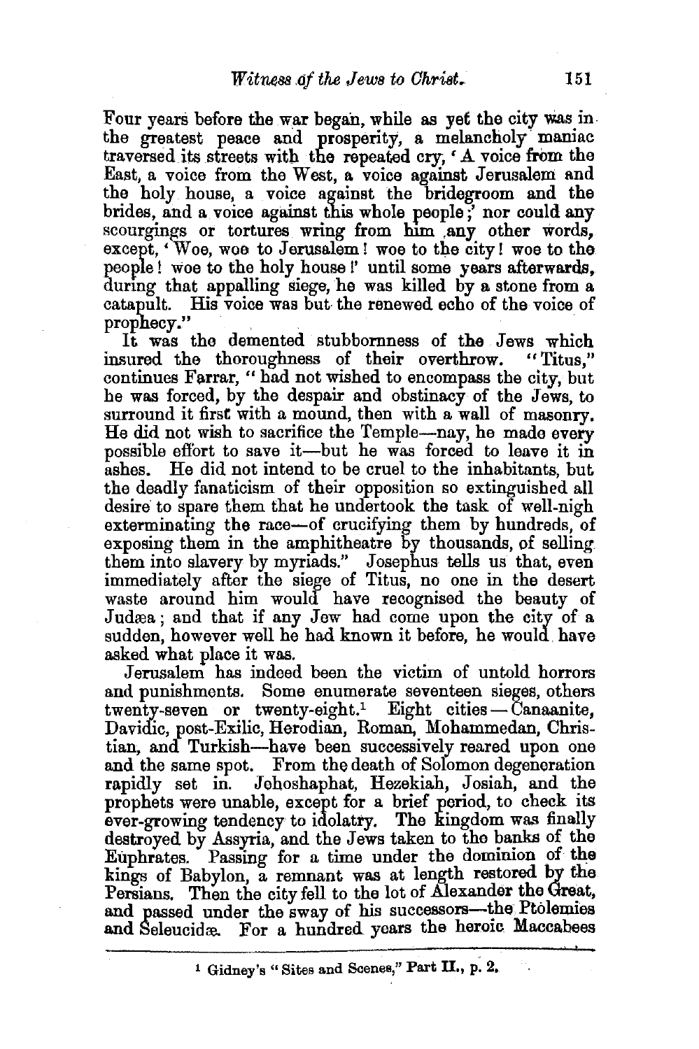Four years before the war began, while as yet the city was in the greatest peace and prosperity, a melancholy maniac traversed its streets with the repeated cry, 'A voice from the East, a voice from the West, a voice against Jerusalem and the holy house, a voice against the bridegroom and the brides, and a voice against this whole people;' nor could any scourgings or tortures wring from him any other words, except, 'Woe, woe to Jerusalem! woe to the city! woe to the people! woe to the holy house!' until some years afterwards, during that appalling siege, he was killed by a stone from a catapult. His voice was but the renewed echo of the voice of prophecy."

It was the demented stubbornness of the Jews which insured the thoroughness of their overthrow. "Titus," continues Farrar, "had not wished to encompass the city, but he was forced, by the despair and obstinacy of the Jews, to surround it first with a mound, then with a wall of masonry. He did not wish to sacrifice the Temple—nay, he made every possible effort to save it—but he was forced to leave it in ashes. He did not intend to be cruel to the inhabitants, but the deadly fanaticism of their opposition so extinguished all desire to spare them that he undertook the task of well-nigh exterminating the race—of crucifying them by hundreds, of exposing them in the amphitheatre by thousands, of selling them into slavery by myriads." Josephus tells us that, even immediately after the siege of Titus, no one in the desert waste around him would have recognised the beauty of Judæa; and that if any Jew had come upon the city of a sudden, however well he had known it before, he would have asked what place it was.

Jerusalem has indeed been the victim of untold horrors and punishments. Some enumerate seventeen sieges, others twenty-seven or twenty-eight.[1] Eight cities — Canaanite, Davidic, post-Exilic, Herodian, Roman, Mohammedan, Christian, and Turkish—have been successively reared upon one and the same spot. From the death of Solomon degeneration rapidly set in. Jehoshaphat, Hezekiah, Josiah, and the prophets were unable, except for a brief period, to check its ever-growing tendency to idolatry. The kingdom was finally destroyed by Assyria, and the Jews taken to the banks of the Euphrates. Passing for a time under the dominion of the kings of Babylon, a remnant was at length restored by the Persians. Then the city fell to the lot of Alexander the Great, and passed under the sway of his successors—the Ptolemies and Seleucidæ. For a hundred years the heroic Maccabees

[1] Gidney's "Sites and Scenes," Part II., p. 2.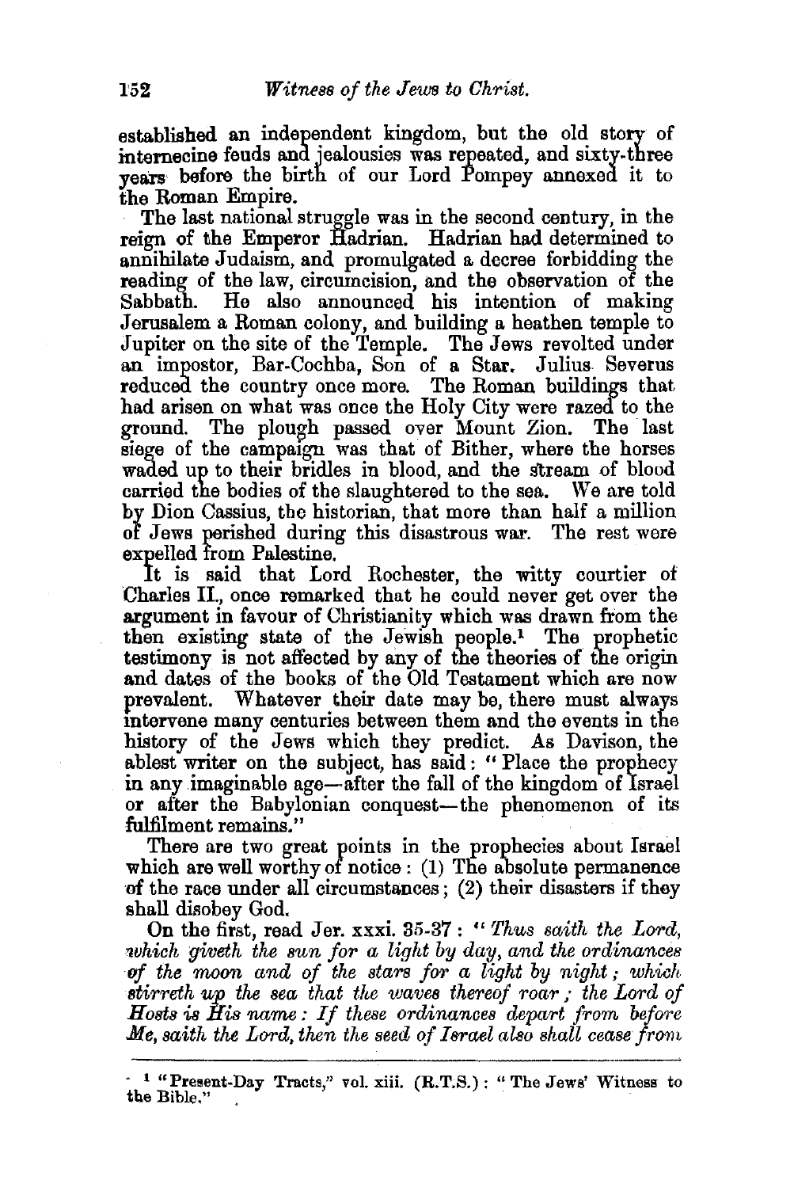established an independent kingdom, but the old story of internecine feuds and jealousies was repeated, and sixty-three years before the birth of our Lord Pompey annexed it to the Roman Empire.

The last national struggle was in the second century, in the reign of the Emperor Hadrian. Hadrian had determined to annihilate Judaism, and promulgated a decree forbidding the reading of the law, circumcision, and the observation of the Sabbath. He also announced his intention of making Jerusalem a Roman colony, and building a heathen temple to Jupiter on the site of the Temple. The Jews revolted under an impostor, Bar-Cochba, Son of a Star. Julius Severus reduced the country once more. The Roman buildings that had arisen on what was once the Holy City were razed to the ground. The plough passed over Mount Zion. The last siege of the campaign was that of Bither, where the horses waded up to their bridles in blood, and the stream of blood carried the bodies of the slaughtered to the sea. We are told by Dion Cassius, the historian, that more than half a million of Jews perished during this disastrous war. The rest were expelled from Palestine.

It is said that Lord Rochester, the witty courtier of Charles II., once remarked that he could never get over the argument in favour of Christianity which was drawn from the then existing state of the Jewish people.[1] The prophetic testimony is not affected by any of the theories of the origin and dates of the books of the Old Testament which are now prevalent. Whatever their date may be, there must always intervene many centuries between them and the events in the history of the Jews which they predict. As Davison, the ablest writer on the subject, has said: "Place the prophecy in any imaginable age—after the fall of the kingdom of Israel or after the Babylonian conquest—the phenomenon of its fulfilment remains."

There are two great points in the prophecies about Israel which are well worthy of notice: (1) The absolute permanence of the race under all circumstances; (2) their disasters if they shall disobey God.

On the first, read Jer. xxxi. 35-37: "*Thus saith the Lord, which giveth the sun for a light by day, and the ordinances of the moon and of the stars for a light by night; which stirreth up the sea that the waves thereof roar; the Lord of Hosts is His name: If these ordinances depart from before Me, saith the Lord, then the seed of Israel also shall cease from*

---

[1] "Present-Day Tracts," vol. xiii. (R.T.S.): "The Jews' Witness to the Bible."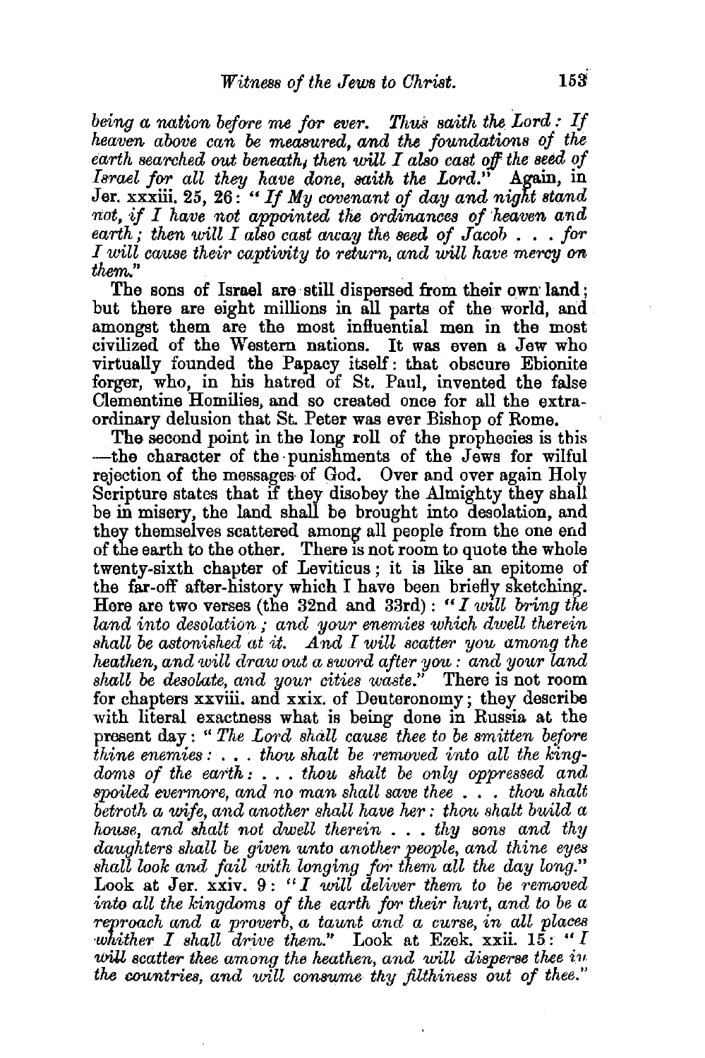*being a nation before me for ever. Thus saith the Lord: If heaven above can be measured, and the foundations of the earth searched out beneath, then will I also cast off the seed of Israel for all they have done, saith the Lord.*" Again, in Jer. xxxiii. 25, 26: "*If My covenant of day and night stand not, if I have not appointed the ordinances of heaven and earth; then will I also cast away the seed of Jacob . . . for I will cause their captivity to return, and will have mercy on them.*"

The sons of Israel are still dispersed from their own land; but there are eight millions in all parts of the world, and amongst them are the most influential men in the most civilized of the Western nations. It was even a Jew who virtually founded the Papacy itself: that obscure Ebionite forger, who, in his hatred of St. Paul, invented the false Clementine Homilies, and so created once for all the extraordinary delusion that St. Peter was ever Bishop of Rome.

The second point in the long roll of the prophecies is this —the character of the punishments of the Jews for wilful rejection of the messages of God. Over and over again Holy Scripture states that if they disobey the Almighty they shall be in misery, the land shall be brought into desolation, and they themselves scattered among all people from the one end of the earth to the other. There is not room to quote the whole twenty-sixth chapter of Leviticus; it is like an epitome of the far-off after-history which I have been briefly sketching. Here are two verses (the 32nd and 33rd): "*I will bring the land into desolation; and your enemies which dwell therein shall be astonished at it. And I will scatter you among the heathen, and will draw out a sword after you: and your land shall be desolate, and your cities waste.*" There is not room for chapters xxviii. and xxix. of Deuteronomy; they describe with literal exactness what is being done in Russia at the present day: "*The Lord shall cause thee to be smitten before thine enemies: . . . thou shalt be removed into all the kingdoms of the earth: . . . thou shalt be only oppressed and spoiled evermore, and no man shall save thee . . . thou shalt betroth a wife, and another shall have her: thou shalt build a house, and shalt not dwell therein . . . thy sons and thy daughters shall be given unto another people, and thine eyes shall look and fail with longing for them all the day long.*" Look at Jer. xxiv. 9: "*I will deliver them to be removed into all the kingdoms of the earth for their hurt, and to be a reproach and a proverb, a taunt and a curse, in all places whither I shall drive them.*" Look at Ezek. xxii. 15: "*I will scatter thee among the heathen, and will disperse thee in the countries, and will consume thy filthiness out of thee.*"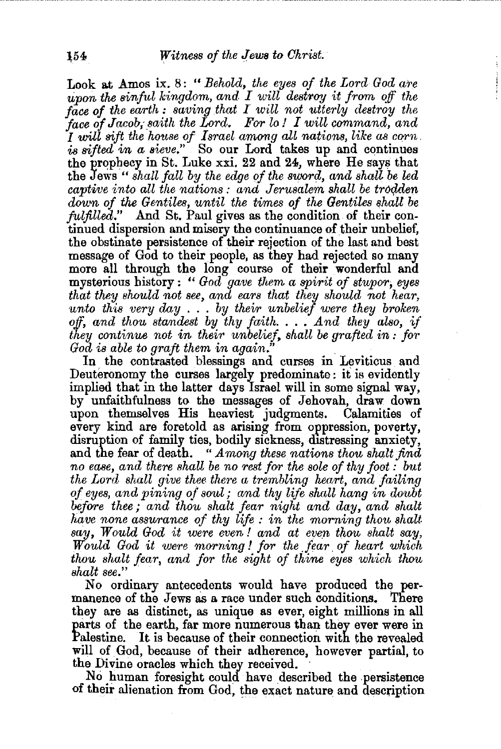Look at Amos ix. 8: "*Behold, the eyes of the Lord God are upon the sinful kingdom, and I will destroy it from off the face of the earth: saving that I will not utterly destroy the face of Jacob, saith the Lord. For lo! I will command, and I will sift the house of Israel among all nations, like as corn is sifted in a sieve.*" So our Lord takes up and continues the prophecy in St. Luke xxi. 22 and 24, where He says that the Jews "*shall fall by the edge of the sword, and shall be led captive into all the nations: and Jerusalem shall be trodden down of the Gentiles, until the times of the Gentiles shall be fulfilled.*" And St. Paul gives as the condition of their continued dispersion and misery the continuance of their unbelief, the obstinate persistence of their rejection of the last and best message of God to their people, as they had rejected so many more all through the long course of their wonderful and mysterious history: "*God gave them a spirit of stupor, eyes that they should not see, and ears that they should not hear, unto this very day . . . by their unbelief were they broken off, and thou standest by thy faith. . . . And they also, if they continue not in their unbelief, shall be grafted in: for God is able to graft them in again.*"

In the contrasted blessings and curses in Leviticus and Deuteronomy the curses largely predominate: it is evidently implied that in the latter days Israel will in some signal way, by unfaithfulness to the messages of Jehovah, draw down upon themselves His heaviest judgments. Calamities of every kind are foretold as arising from oppression, poverty, disruption of family ties, bodily sickness, distressing anxiety, and the fear of death. "*Among these nations thou shalt find no ease, and there shall be no rest for the sole of thy foot: but the Lord shall give thee there a trembling heart, and failing of eyes, and pining of soul; and thy life shall hang in doubt before thee; and thou shalt fear night and day, and shalt have none assurance of thy life: in the morning thou shalt say, Would God it were even! and at even thou shalt say, Would God it were morning! for the fear of heart which thou shalt fear, and for the sight of thine eyes which thou shalt see.*"

No ordinary antecedents would have produced the permanence of the Jews as a race under such conditions. There they are as distinct, as unique as ever, eight millions in all parts of the earth, far more numerous than they ever were in Palestine. It is because of their connection with the revealed will of God, because of their adherence, however partial, to the Divine oracles which they received.

No human foresight could have described the persistence of their alienation from God, the exact nature and description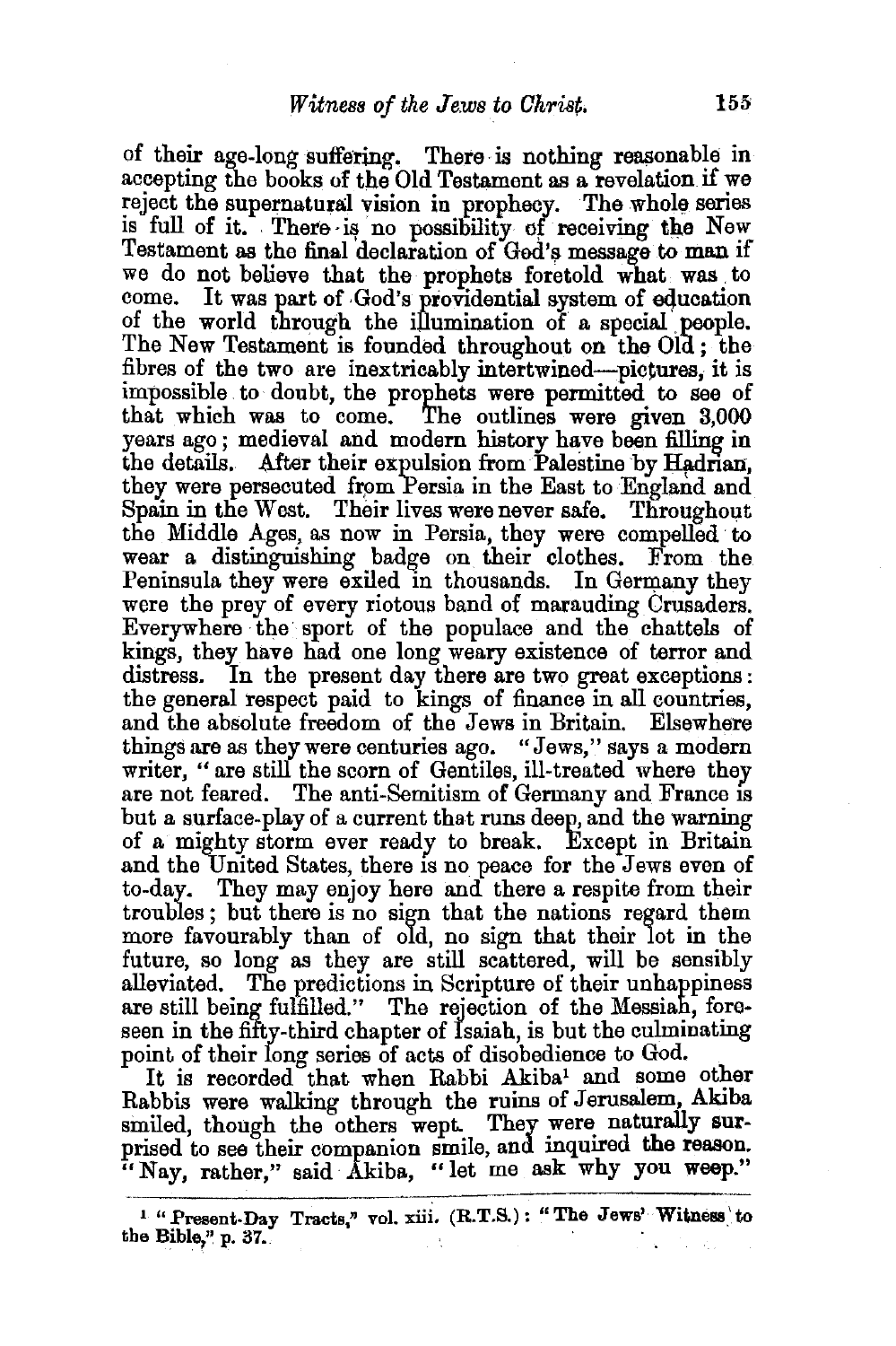of their age-long suffering. There is nothing reasonable in accepting the books of the Old Testament as a revelation if we reject the supernatural vision in prophecy. The whole series is full of it. There is no possibility of receiving the New Testament as the final declaration of God's message to man if we do not believe that the prophets foretold what was to come. It was part of God's providential system of education of the world through the illumination of a special people. The New Testament is founded throughout on the Old; the fibres of the two are inextricably intertwined—pictures, it is impossible to doubt, the prophets were permitted to see of that which was to come. The outlines were given 3,000 years ago; medieval and modern history have been filling in the details. After their expulsion from Palestine by Hadrian, they were persecuted from Persia in the East to England and Spain in the West. Their lives were never safe. Throughout the Middle Ages, as now in Persia, they were compelled to wear a distinguishing badge on their clothes. From the Peninsula they were exiled in thousands. In Germany they were the prey of every riotous band of marauding Crusaders. Everywhere the sport of the populace and the chattels of kings, they have had one long weary existence of terror and distress. In the present day there are two great exceptions: the general respect paid to kings of finance in all countries, and the absolute freedom of the Jews in Britain. Elsewhere things are as they were centuries ago. "Jews," says a modern writer, "are still the scorn of Gentiles, ill-treated where they are not feared. The anti-Semitism of Germany and France is but a surface-play of a current that runs deep, and the warning of a mighty storm ever ready to break. Except in Britain and the United States, there is no peace for the Jews even of to-day. They may enjoy here and there a respite from their troubles; but there is no sign that the nations regard them more favourably than of old, no sign that their lot in the future, so long as they are still scattered, will be sensibly alleviated. The predictions in Scripture of their unhappiness are still being fulfilled." The rejection of the Messiah, foreseen in the fifty-third chapter of Isaiah, is but the culminating point of their long series of acts of disobedience to God.

It is recorded that when Rabbi Akiba[1] and some other Rabbis were walking through the ruins of Jerusalem, Akiba smiled, though the others wept. They were naturally surprised to see their companion smile, and inquired the reason. "Nay, rather," said Akiba, "let me ask why you weep."

---

[1] "Present-Day Tracts," vol. xiii. (R.T.S.): "The Jews' Witness to the Bible," p. 37.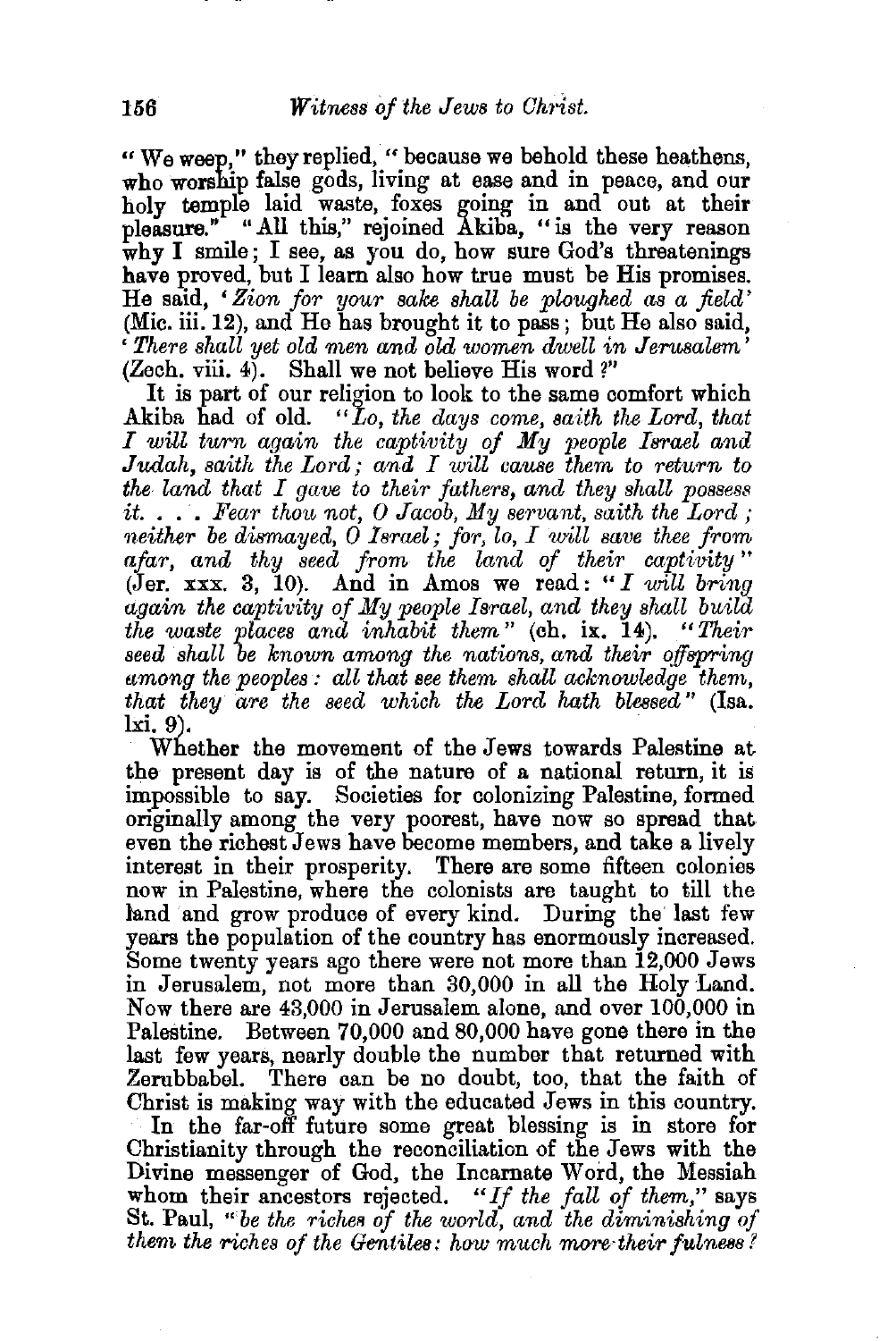"We weep," they replied, "because we behold these heathens, who worship false gods, living at ease and in peace, and our holy temple laid waste, foxes going in and out at their pleasure." "All this," rejoined Akiba, "is the very reason why I smile; I see, as you do, how sure God's threatenings have proved, but I learn also how true must be His promises. He said, '*Zion for your sake shall be ploughed as a field*' (Mic. iii. 12), and He has brought it to pass; but He also said, '*There shall yet old men and old women dwell in Jerusalem*' (Zech. viii. 4). Shall we not believe His word?"

It is part of our religion to look to the same comfort which Akiba had of old. "*Lo, the days come, saith the Lord, that I will turn again the captivity of My people Israel and Judah, saith the Lord; and I will cause them to return to the land that I gave to their fathers, and they shall possess it. . . . Fear thou not, O Jacob, My servant, saith the Lord; neither be dismayed, O Israel; for, lo, I will save thee from afar, and thy seed from the land of their captivity*" (Jer. xxx. 3, 10). And in Amos we read: "*I will bring again the captivity of My people Israel, and they shall build the waste places and inhabit them*" (ch. ix. 14). "*Their seed shall be known among the nations, and their offspring among the peoples: all that see them shall acknowledge them, that they are the seed which the Lord hath blessed*" (Isa. lxi. 9).

Whether the movement of the Jews towards Palestine at the present day is of the nature of a national return, it is impossible to say. Societies for colonizing Palestine, formed originally among the very poorest, have now so spread that even the richest Jews have become members, and take a lively interest in their prosperity. There are some fifteen colonies now in Palestine, where the colonists are taught to till the land and grow produce of every kind. During the last few years the population of the country has enormously increased. Some twenty years ago there were not more than 12,000 Jews in Jerusalem, not more than 30,000 in all the Holy Land. Now there are 43,000 in Jerusalem alone, and over 100,000 in Palestine. Between 70,000 and 80,000 have gone there in the last few years, nearly double the number that returned with Zerubbabel. There can be no doubt, too, that the faith of Christ is making way with the educated Jews in this country.

In the far-off future some great blessing is in store for Christianity through the reconciliation of the Jews with the Divine messenger of God, the Incarnate Word, the Messiah whom their ancestors rejected. "*If the fall of them,*" says St. Paul, "*be the riches of the world, and the diminishing of them the riches of the Gentiles: how much more their fulness?*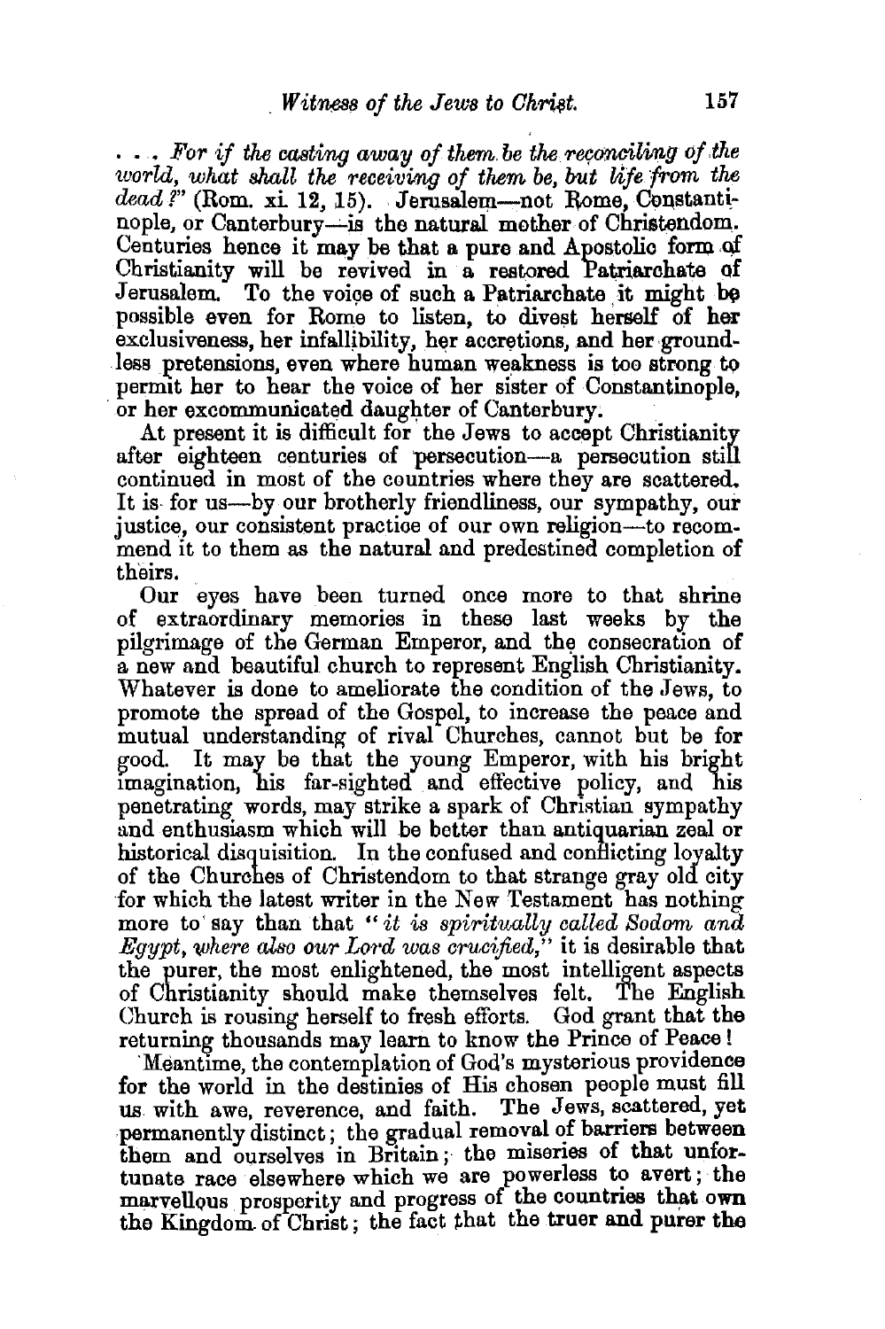. . . *For if the casting away of them be the reconciling of the world, what shall the receiving of them be, but life from the dead?*" (Rom. xi. 12, 15). Jerusalem—not Rome, Constantinople, or Canterbury—is the natural mother of Christendom. Centuries hence it may be that a pure and Apostolic form of Christianity will be revived in a restored Patriarchate of Jerusalem. To the voice of such a Patriarchate it might be possible even for Rome to listen, to divest herself of her exclusiveness, her infallibility, her accretions, and her groundless pretensions, even where human weakness is too strong to permit her to hear the voice of her sister of Constantinople, or her excommunicated daughter of Canterbury.

At present it is difficult for the Jews to accept Christianity after eighteen centuries of persecution—a persecution still continued in most of the countries where they are scattered. It is for us—by our brotherly friendliness, our sympathy, our justice, our consistent practice of our own religion—to recommend it to them as the natural and predestined completion of theirs.

Our eyes have been turned once more to that shrine of extraordinary memories in these last weeks by the pilgrimage of the German Emperor, and the consecration of a new and beautiful church to represent English Christianity. Whatever is done to ameliorate the condition of the Jews, to promote the spread of the Gospel, to increase the peace and mutual understanding of rival Churches, cannot but be for good. It may be that the young Emperor, with his bright imagination, his far-sighted and effective policy, and his penetrating words, may strike a spark of Christian sympathy and enthusiasm which will be better than antiquarian zeal or historical disquisition. In the confused and conflicting loyalty of the Churches of Christendom to that strange gray old city for which the latest writer in the New Testament has nothing more to say than that "*it is spiritually called Sodom and Egypt, where also our Lord was crucified,*" it is desirable that the purer, the most enlightened, the most intelligent aspects of Christianity should make themselves felt. The English Church is rousing herself to fresh efforts. God grant that the returning thousands may learn to know the Prince of Peace!

Meantime, the contemplation of God's mysterious providence for the world in the destinies of His chosen people must fill us with awe, reverence, and faith. The Jews, scattered, yet permanently distinct; the gradual removal of barriers between them and ourselves in Britain; the miseries of that unfortunate race elsewhere which we are powerless to avert; the marvellous prosperity and progress of the countries that own the Kingdom of Christ; the fact that the truer and purer the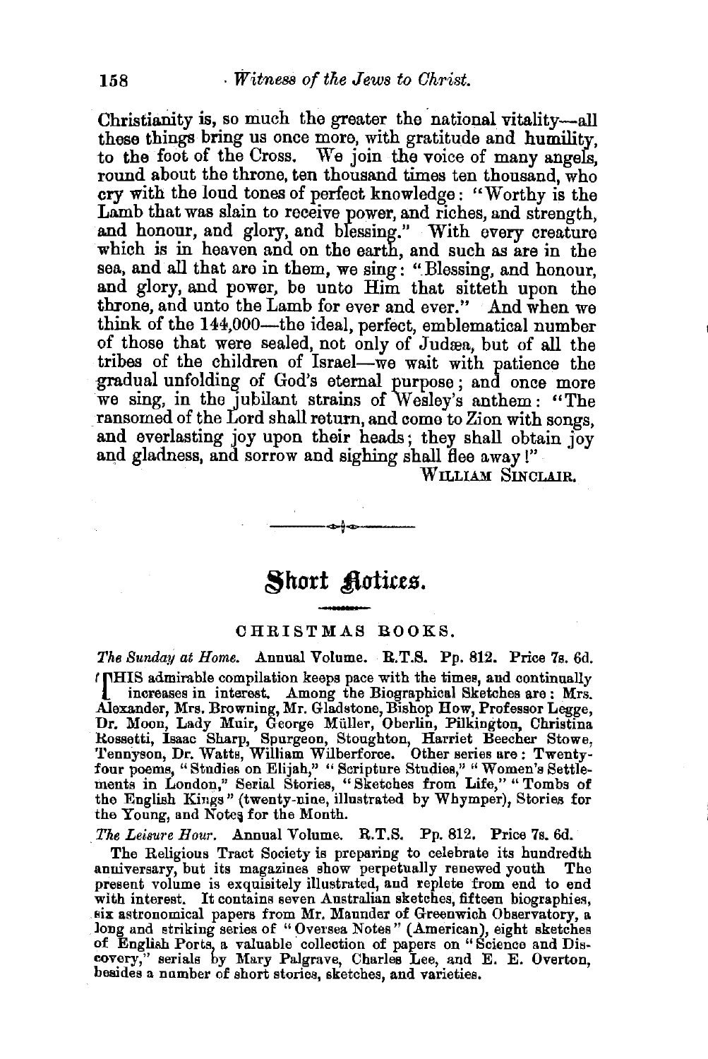Christianity is, so much the greater the national vitality—all these things bring us once more, with gratitude and humility, to the foot of the Cross. We join the voice of many angels, round about the throne, ten thousand times ten thousand, who cry with the loud tones of perfect knowledge: "Worthy is the Lamb that was slain to receive power, and riches, and strength, and honour, and glory, and blessing." With every creature which is in heaven and on the earth, and such as are in the sea, and all that are in them, we sing: "Blessing, and honour, and glory, and power, be unto Him that sitteth upon the throne, and unto the Lamb for ever and ever." And when we think of the 144,000—the ideal, perfect, emblematical number of those that were sealed, not only of Judæa, but of all the tribes of the children of Israel—we wait with patience the gradual unfolding of God's eternal purpose; and once more we sing, in the jubilant strains of Wesley's anthem: "The ransomed of the Lord shall return, and come to Zion with songs, and everlasting joy upon their heads; they shall obtain joy and gladness, and sorrow and sighing shall flee away!"

WILLIAM SINCLAIR.

---

# Short Notices.

## CHRISTMAS BOOKS.

*The Sunday at Home.* Annual Volume. R.T.S. Pp. 812. Price 7s. 6d.

THIS admirable compilation keeps pace with the times, and continually increases in interest. Among the Biographical Sketches are: Mrs. Alexander, Mrs. Browning, Mr. Gladstone, Bishop How, Professor Legge, Dr. Moon, Lady Muir, George Müller, Oberlin, Pilkington, Christina Rossetti, Isaac Sharp, Spurgeon, Stoughton, Harriet Beecher Stowe, Tennyson, Dr. Watts, William Wilberforce. Other series are: Twenty-four poems, "Studies on Elijah," "Scripture Studies," "Women's Settlements in London," Serial Stories, "Sketches from Life," "Tombs of the English Kings" (twenty-nine, illustrated by Whymper), Stories for the Young, and Notes for the Month.

*The Leisure Hour.* Annual Volume. R.T.S. Pp. 812. Price 7s. 6d.

The Religious Tract Society is preparing to celebrate its hundredth anniversary, but its magazines show perpetually renewed youth The present volume is exquisitely illustrated, and replete from end to end with interest. It contains seven Australian sketches, fifteen biographies, six astronomical papers from Mr. Maunder of Greenwich Observatory, a long and striking series of "Oversea Notes" (American), eight sketches of English Ports, a valuable collection of papers on "Science and Discovery," serials by Mary Palgrave, Charles Lee, and E. E. Overton, besides a number of short stories, sketches, and varieties.